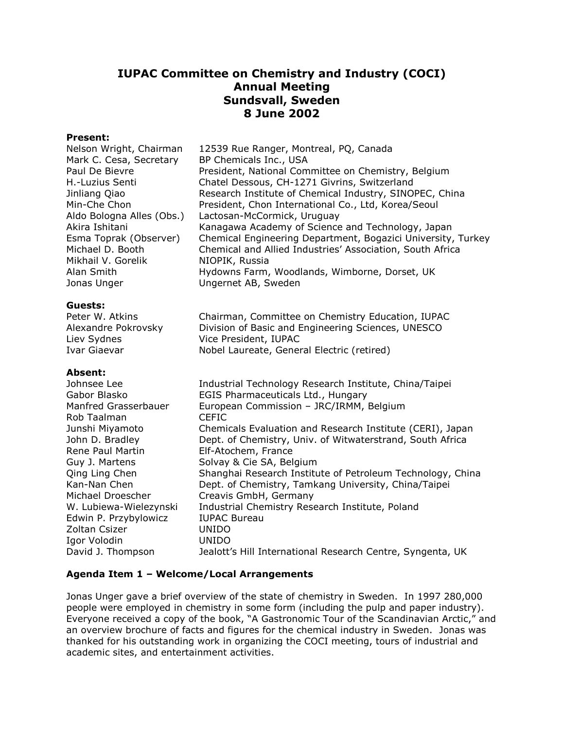# IUPAC Committee on Chemistry and Industry (COCI)
# Annual Meeting
# Sundsvall, Sweden
# 8 June 2002

**Present:**

| | |
|---|---|
| Nelson Wright, Chairman | 12539 Rue Ranger, Montreal, PQ, Canada |
| Mark C. Cesa, Secretary | BP Chemicals Inc., USA |
| Paul De Bievre | President, National Committee on Chemistry, Belgium |
| H.-Luzius Senti | Chatel Dessous, CH-1271 Givrins, Switzerland |
| Jinliang Qiao | Research Institute of Chemical Industry, SINOPEC, China |
| Min-Che Chon | President, Chon International Co., Ltd, Korea/Seoul |
| Aldo Bologna Alles (Obs.) | Lactosan-McCormick, Uruguay |
| Akira Ishitani | Kanagawa Academy of Science and Technology, Japan |
| Esma Toprak (Observer) | Chemical Engineering Department, Bogazici University, Turkey |
| Michael D. Booth | Chemical and Allied Industries' Association, South Africa |
| Mikhail V. Gorelik | NIOPIK, Russia |
| Alan Smith | Hydowns Farm, Woodlands, Wimborne, Dorset, UK |
| Jonas Unger | Ungernet AB, Sweden |

**Guests:**

| | |
|---|---|
| Peter W. Atkins | Chairman, Committee on Chemistry Education, IUPAC |
| Alexandre Pokrovsky | Division of Basic and Engineering Sciences, UNESCO |
| Liev Sydnes | Vice President, IUPAC |
| Ivar Giaevar | Nobel Laureate, General Electric (retired) |

**Absent:**

| | |
|---|---|
| Johnsee Lee | Industrial Technology Research Institute, China/Taipei |
| Gabor Blasko | EGIS Pharmaceuticals Ltd., Hungary |
| Manfred Grasserbauer | European Commission – JRC/IRMM, Belgium |
| Rob Taalman | CEFIC |
| Junshi Miyamoto | Chemicals Evaluation and Research Institute (CERI), Japan |
| John D. Bradley | Dept. of Chemistry, Univ. of Witwaterstrand, South Africa |
| Rene Paul Martin | Elf-Atochem, France |
| Guy J. Martens | Solvay & Cie SA, Belgium |
| Qing Ling Chen | Shanghai Research Institute of Petroleum Technology, China |
| Kan-Nan Chen | Dept. of Chemistry, Tamkang University, China/Taipei |
| Michael Droescher | Creavis GmbH, Germany |
| W. Lubiewa-Wielezynski | Industrial Chemistry Research Institute, Poland |
| Edwin P. Przybylowicz | IUPAC Bureau |
| Zoltan Csizer | UNIDO |
| Igor Volodin | UNIDO |
| David J. Thompson | Jealott's Hill International Research Centre, Syngenta, UK |

**Agenda Item 1 – Welcome/Local Arrangements**

Jonas Unger gave a brief overview of the state of chemistry in Sweden. In 1997 280,000 people were employed in chemistry in some form (including the pulp and paper industry). Everyone received a copy of the book, "A Gastronomic Tour of the Scandinavian Arctic," and an overview brochure of facts and figures for the chemical industry in Sweden. Jonas was thanked for his outstanding work in organizing the COCI meeting, tours of industrial and academic sites, and entertainment activities.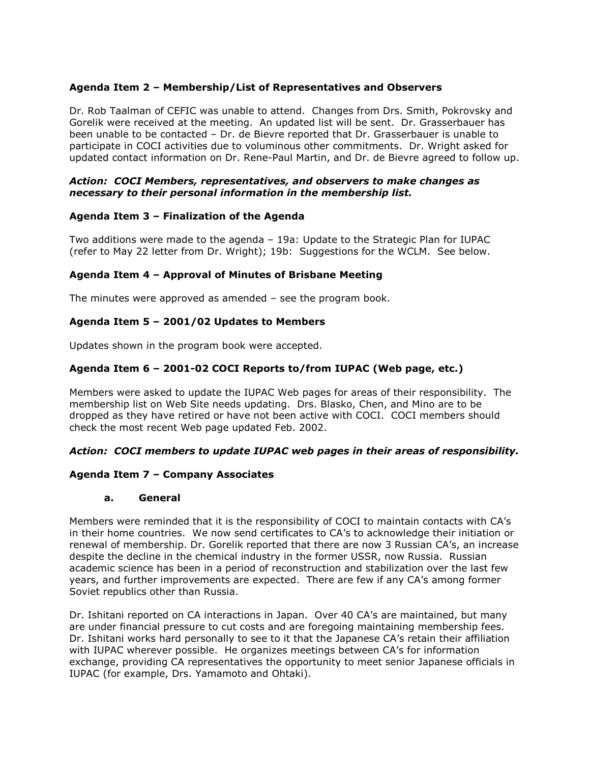### Agenda Item 2 – Membership/List of Representatives and Observers

Dr. Rob Taalman of CEFIC was unable to attend. Changes from Drs. Smith, Pokrovsky and Gorelik were received at the meeting. An updated list will be sent. Dr. Grasserbauer has been unable to be contacted – Dr. de Bievre reported that Dr. Grasserbauer is unable to participate in COCI activities due to voluminous other commitments. Dr. Wright asked for updated contact information on Dr. Rene-Paul Martin, and Dr. de Bievre agreed to follow up.

***Action: COCI Members, representatives, and observers to make changes as necessary to their personal information in the membership list.***

### Agenda Item 3 – Finalization of the Agenda

Two additions were made to the agenda – 19a: Update to the Strategic Plan for IUPAC (refer to May 22 letter from Dr. Wright); 19b: Suggestions for the WCLM. See below.

### Agenda Item 4 – Approval of Minutes of Brisbane Meeting

The minutes were approved as amended – see the program book.

### Agenda Item 5 – 2001/02 Updates to Members

Updates shown in the program book were accepted.

### Agenda Item 6 – 2001-02 COCI Reports to/from IUPAC (Web page, etc.)

Members were asked to update the IUPAC Web pages for areas of their responsibility. The membership list on Web Site needs updating. Drs. Blasko, Chen, and Mino are to be dropped as they have retired or have not been active with COCI. COCI members should check the most recent Web page updated Feb. 2002.

***Action: COCI members to update IUPAC web pages in their areas of responsibility.***

### Agenda Item 7 – Company Associates

#### a. General

Members were reminded that it is the responsibility of COCI to maintain contacts with CA's in their home countries. We now send certificates to CA's to acknowledge their initiation or renewal of membership. Dr. Gorelik reported that there are now 3 Russian CA's, an increase despite the decline in the chemical industry in the former USSR, now Russia. Russian academic science has been in a period of reconstruction and stabilization over the last few years, and further improvements are expected. There are few if any CA's among former Soviet republics other than Russia.

Dr. Ishitani reported on CA interactions in Japan. Over 40 CA's are maintained, but many are under financial pressure to cut costs and are foregoing maintaining membership fees. Dr. Ishitani works hard personally to see to it that the Japanese CA's retain their affiliation with IUPAC wherever possible. He organizes meetings between CA's for information exchange, providing CA representatives the opportunity to meet senior Japanese officials in IUPAC (for example, Drs. Yamamoto and Ohtaki).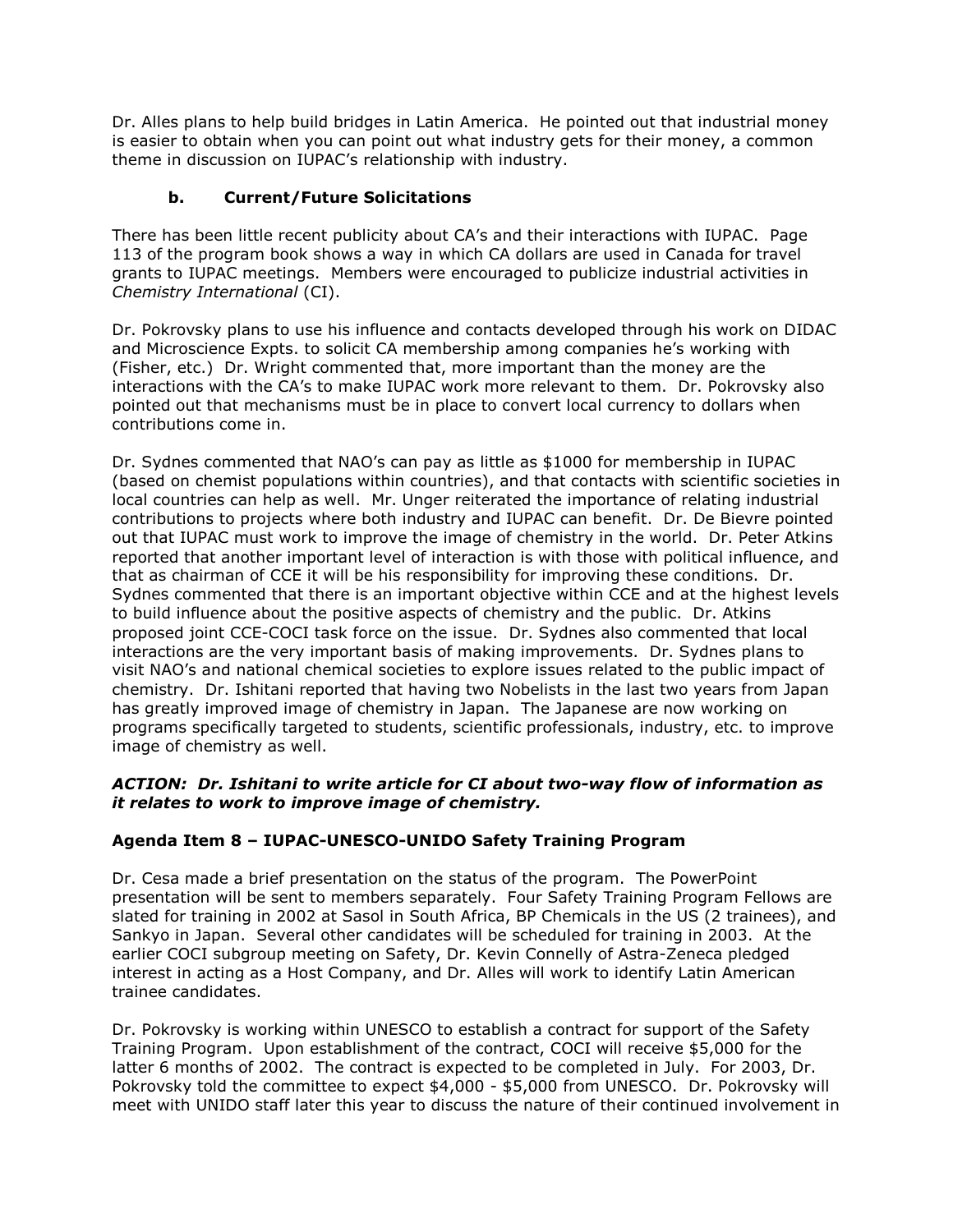Dr. Alles plans to help build bridges in Latin America. He pointed out that industrial money is easier to obtain when you can point out what industry gets for their money, a common theme in discussion on IUPAC's relationship with industry.

### b. Current/Future Solicitations

There has been little recent publicity about CA's and their interactions with IUPAC. Page 113 of the program book shows a way in which CA dollars are used in Canada for travel grants to IUPAC meetings. Members were encouraged to publicize industrial activities in *Chemistry International* (CI).

Dr. Pokrovsky plans to use his influence and contacts developed through his work on DIDAC and Microscience Expts. to solicit CA membership among companies he's working with (Fisher, etc.) Dr. Wright commented that, more important than the money are the interactions with the CA's to make IUPAC work more relevant to them. Dr. Pokrovsky also pointed out that mechanisms must be in place to convert local currency to dollars when contributions come in.

Dr. Sydnes commented that NAO's can pay as little as $1000 for membership in IUPAC (based on chemist populations within countries), and that contacts with scientific societies in local countries can help as well. Mr. Unger reiterated the importance of relating industrial contributions to projects where both industry and IUPAC can benefit. Dr. De Bievre pointed out that IUPAC must work to improve the image of chemistry in the world. Dr. Peter Atkins reported that another important level of interaction is with those with political influence, and that as chairman of CCE it will be his responsibility for improving these conditions. Dr. Sydnes commented that there is an important objective within CCE and at the highest levels to build influence about the positive aspects of chemistry and the public. Dr. Atkins proposed joint CCE-COCI task force on the issue. Dr. Sydnes also commented that local interactions are the very important basis of making improvements. Dr. Sydnes plans to visit NAO's and national chemical societies to explore issues related to the public impact of chemistry. Dr. Ishitani reported that having two Nobelists in the last two years from Japan has greatly improved image of chemistry in Japan. The Japanese are now working on programs specifically targeted to students, scientific professionals, industry, etc. to improve image of chemistry as well.

***ACTION: Dr. Ishitani to write article for CI about two-way flow of information as it relates to work to improve image of chemistry.***

### Agenda Item 8 – IUPAC-UNESCO-UNIDO Safety Training Program

Dr. Cesa made a brief presentation on the status of the program. The PowerPoint presentation will be sent to members separately. Four Safety Training Program Fellows are slated for training in 2002 at Sasol in South Africa, BP Chemicals in the US (2 trainees), and Sankyo in Japan. Several other candidates will be scheduled for training in 2003. At the earlier COCI subgroup meeting on Safety, Dr. Kevin Connelly of Astra-Zeneca pledged interest in acting as a Host Company, and Dr. Alles will work to identify Latin American trainee candidates.

Dr. Pokrovsky is working within UNESCO to establish a contract for support of the Safety Training Program. Upon establishment of the contract, COCI will receive $5,000 for the latter 6 months of 2002. The contract is expected to be completed in July. For 2003, Dr. Pokrovsky told the committee to expect $4,000 - $5,000 from UNESCO. Dr. Pokrovsky will meet with UNIDO staff later this year to discuss the nature of their continued involvement in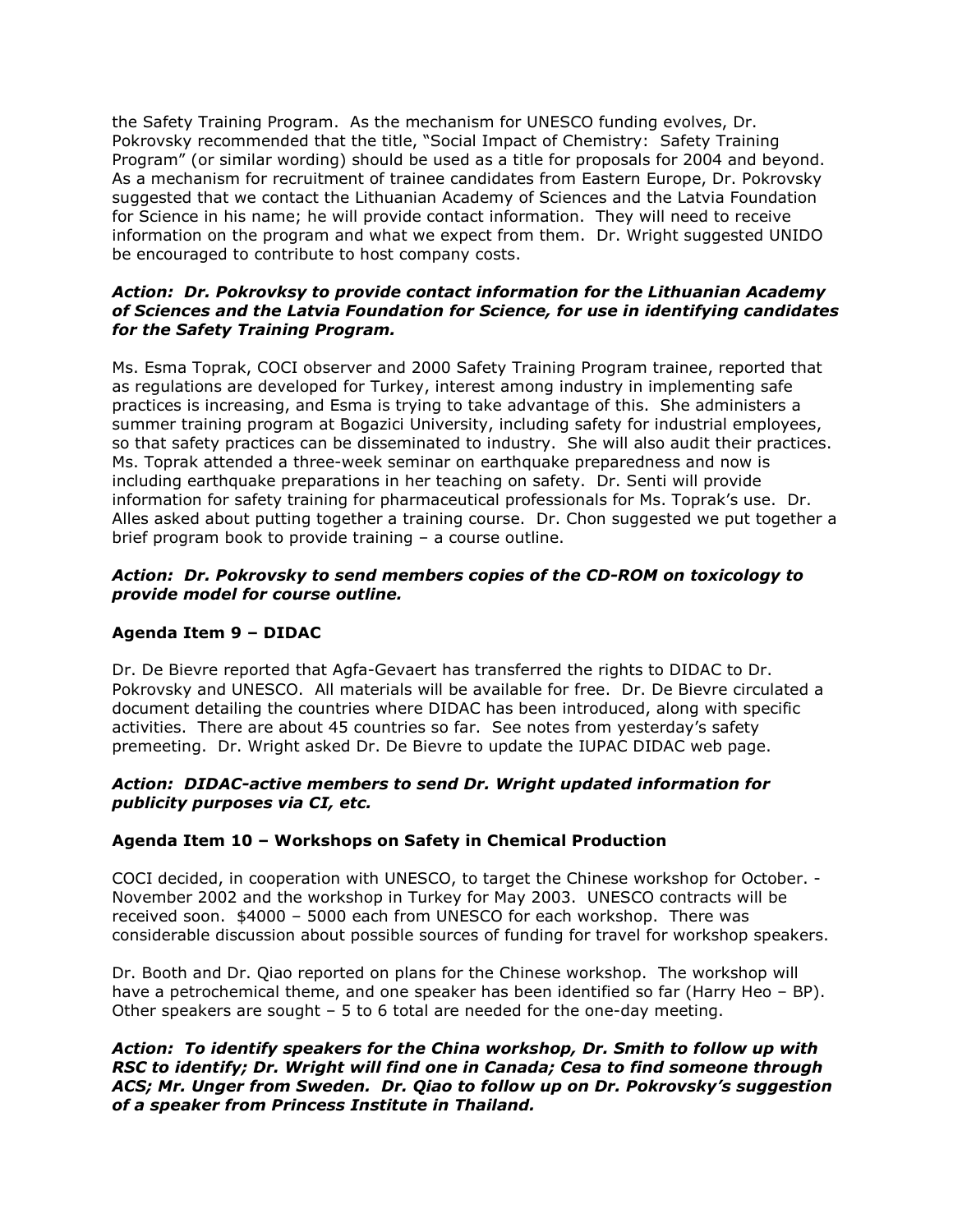the Safety Training Program. As the mechanism for UNESCO funding evolves, Dr. Pokrovsky recommended that the title, "Social Impact of Chemistry: Safety Training Program" (or similar wording) should be used as a title for proposals for 2004 and beyond. As a mechanism for recruitment of trainee candidates from Eastern Europe, Dr. Pokrovsky suggested that we contact the Lithuanian Academy of Sciences and the Latvia Foundation for Science in his name; he will provide contact information. They will need to receive information on the program and what we expect from them. Dr. Wright suggested UNIDO be encouraged to contribute to host company costs.

***Action: Dr. Pokrovksy to provide contact information for the Lithuanian Academy of Sciences and the Latvia Foundation for Science, for use in identifying candidates for the Safety Training Program.***

Ms. Esma Toprak, COCI observer and 2000 Safety Training Program trainee, reported that as regulations are developed for Turkey, interest among industry in implementing safe practices is increasing, and Esma is trying to take advantage of this. She administers a summer training program at Bogazici University, including safety for industrial employees, so that safety practices can be disseminated to industry. She will also audit their practices. Ms. Toprak attended a three-week seminar on earthquake preparedness and now is including earthquake preparations in her teaching on safety. Dr. Senti will provide information for safety training for pharmaceutical professionals for Ms. Toprak's use. Dr. Alles asked about putting together a training course. Dr. Chon suggested we put together a brief program book to provide training – a course outline.

***Action: Dr. Pokrovsky to send members copies of the CD-ROM on toxicology to provide model for course outline.***

**Agenda Item 9 – DIDAC**

Dr. De Bievre reported that Agfa-Gevaert has transferred the rights to DIDAC to Dr. Pokrovsky and UNESCO. All materials will be available for free. Dr. De Bievre circulated a document detailing the countries where DIDAC has been introduced, along with specific activities. There are about 45 countries so far. See notes from yesterday's safety premeeting. Dr. Wright asked Dr. De Bievre to update the IUPAC DIDAC web page.

***Action: DIDAC-active members to send Dr. Wright updated information for publicity purposes via CI, etc.***

**Agenda Item 10 – Workshops on Safety in Chemical Production**

COCI decided, in cooperation with UNESCO, to target the Chinese workshop for October. - November 2002 and the workshop in Turkey for May 2003. UNESCO contracts will be received soon. $4000 – 5000 each from UNESCO for each workshop. There was considerable discussion about possible sources of funding for travel for workshop speakers.

Dr. Booth and Dr. Qiao reported on plans for the Chinese workshop. The workshop will have a petrochemical theme, and one speaker has been identified so far (Harry Heo – BP). Other speakers are sought – 5 to 6 total are needed for the one-day meeting.

***Action: To identify speakers for the China workshop, Dr. Smith to follow up with RSC to identify; Dr. Wright will find one in Canada; Cesa to find someone through ACS; Mr. Unger from Sweden. Dr. Qiao to follow up on Dr. Pokrovsky's suggestion of a speaker from Princess Institute in Thailand.***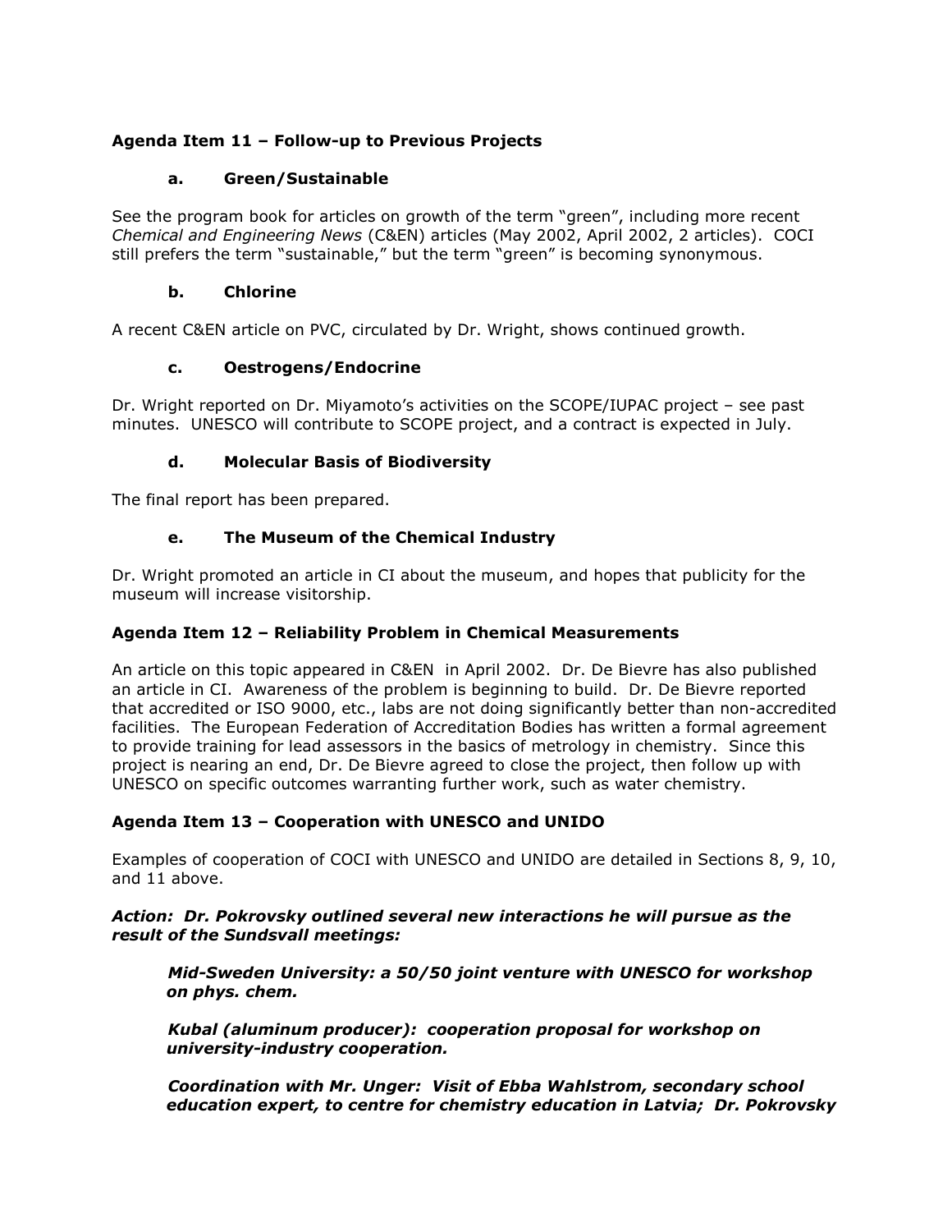### Agenda Item 11 – Follow-up to Previous Projects

#### a. Green/Sustainable

See the program book for articles on growth of the term "green", including more recent *Chemical and Engineering News* (C&EN) articles (May 2002, April 2002, 2 articles). COCI still prefers the term "sustainable," but the term "green" is becoming synonymous.

#### b. Chlorine

A recent C&EN article on PVC, circulated by Dr. Wright, shows continued growth.

#### c. Oestrogens/Endocrine

Dr. Wright reported on Dr. Miyamoto's activities on the SCOPE/IUPAC project – see past minutes. UNESCO will contribute to SCOPE project, and a contract is expected in July.

#### d. Molecular Basis of Biodiversity

The final report has been prepared.

#### e. The Museum of the Chemical Industry

Dr. Wright promoted an article in CI about the museum, and hopes that publicity for the museum will increase visitorship.

### Agenda Item 12 – Reliability Problem in Chemical Measurements

An article on this topic appeared in C&EN in April 2002. Dr. De Bievre has also published an article in CI. Awareness of the problem is beginning to build. Dr. De Bievre reported that accredited or ISO 9000, etc., labs are not doing significantly better than non-accredited facilities. The European Federation of Accreditation Bodies has written a formal agreement to provide training for lead assessors in the basics of metrology in chemistry. Since this project is nearing an end, Dr. De Bievre agreed to close the project, then follow up with UNESCO on specific outcomes warranting further work, such as water chemistry.

### Agenda Item 13 – Cooperation with UNESCO and UNIDO

Examples of cooperation of COCI with UNESCO and UNIDO are detailed in Sections 8, 9, 10, and 11 above.

***Action: Dr. Pokrovsky outlined several new interactions he will pursue as the result of the Sundsvall meetings:***

> ***Mid-Sweden University: a 50/50 joint venture with UNESCO for workshop on phys. chem.***
>
> ***Kubal (aluminum producer): cooperation proposal for workshop on university-industry cooperation.***
>
> ***Coordination with Mr. Unger: Visit of Ebba Wahlstrom, secondary school education expert, to centre for chemistry education in Latvia; Dr. Pokrovsky***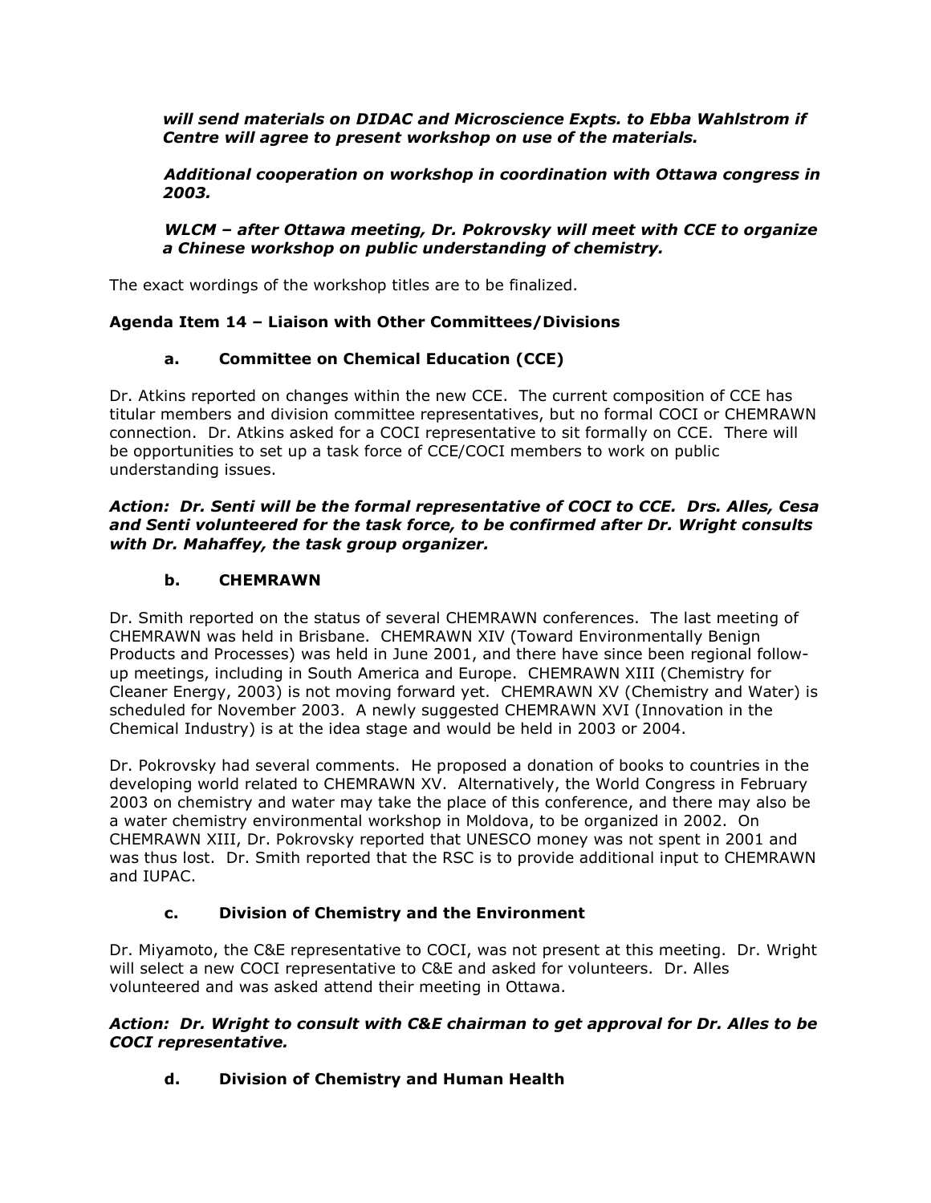***will send materials on DIDAC and Microscience Expts. to Ebba Wahlstrom if Centre will agree to present workshop on use of the materials.***

***Additional cooperation on workshop in coordination with Ottawa congress in 2003.***

***WLCM – after Ottawa meeting, Dr. Pokrovsky will meet with CCE to organize a Chinese workshop on public understanding of chemistry.***

The exact wordings of the workshop titles are to be finalized.

**Agenda Item 14 – Liaison with Other Committees/Divisions**

**a. Committee on Chemical Education (CCE)**

Dr. Atkins reported on changes within the new CCE. The current composition of CCE has titular members and division committee representatives, but no formal COCI or CHEMRAWN connection. Dr. Atkins asked for a COCI representative to sit formally on CCE. There will be opportunities to set up a task force of CCE/COCI members to work on public understanding issues.

***Action: Dr. Senti will be the formal representative of COCI to CCE. Drs. Alles, Cesa and Senti volunteered for the task force, to be confirmed after Dr. Wright consults with Dr. Mahaffey, the task group organizer.***

**b. CHEMRAWN**

Dr. Smith reported on the status of several CHEMRAWN conferences. The last meeting of CHEMRAWN was held in Brisbane. CHEMRAWN XIV (Toward Environmentally Benign Products and Processes) was held in June 2001, and there have since been regional follow-up meetings, including in South America and Europe. CHEMRAWN XIII (Chemistry for Cleaner Energy, 2003) is not moving forward yet. CHEMRAWN XV (Chemistry and Water) is scheduled for November 2003. A newly suggested CHEMRAWN XVI (Innovation in the Chemical Industry) is at the idea stage and would be held in 2003 or 2004.

Dr. Pokrovsky had several comments. He proposed a donation of books to countries in the developing world related to CHEMRAWN XV. Alternatively, the World Congress in February 2003 on chemistry and water may take the place of this conference, and there may also be a water chemistry environmental workshop in Moldova, to be organized in 2002. On CHEMRAWN XIII, Dr. Pokrovsky reported that UNESCO money was not spent in 2001 and was thus lost. Dr. Smith reported that the RSC is to provide additional input to CHEMRAWN and IUPAC.

**c. Division of Chemistry and the Environment**

Dr. Miyamoto, the C&E representative to COCI, was not present at this meeting. Dr. Wright will select a new COCI representative to C&E and asked for volunteers. Dr. Alles volunteered and was asked attend their meeting in Ottawa.

***Action: Dr. Wright to consult with C&E chairman to get approval for Dr. Alles to be COCI representative.***

**d. Division of Chemistry and Human Health**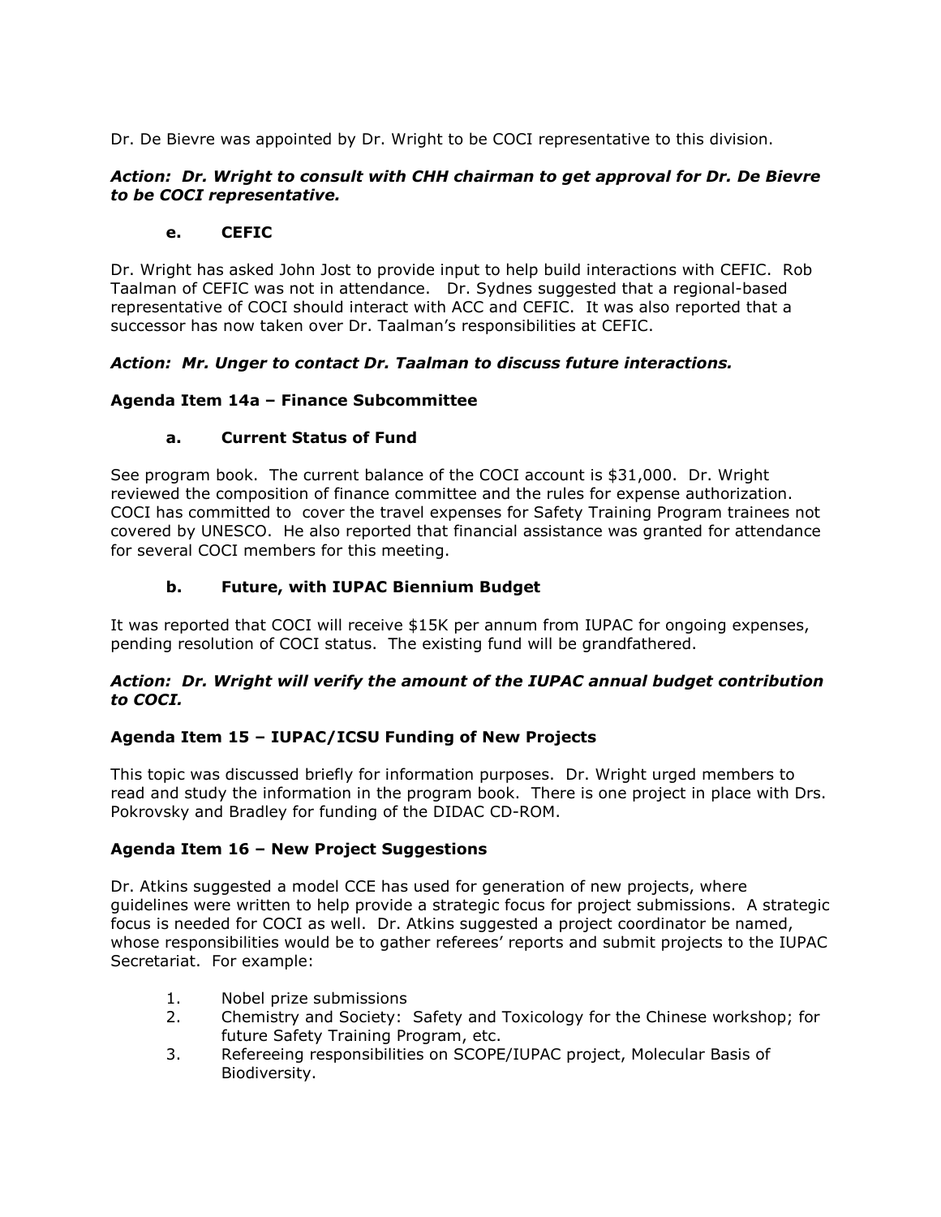Dr. De Bievre was appointed by Dr. Wright to be COCI representative to this division.

***Action: Dr. Wright to consult with CHH chairman to get approval for Dr. De Bievre to be COCI representative.***

**e. CEFIC**

Dr. Wright has asked John Jost to provide input to help build interactions with CEFIC. Rob Taalman of CEFIC was not in attendance. Dr. Sydnes suggested that a regional-based representative of COCI should interact with ACC and CEFIC. It was also reported that a successor has now taken over Dr. Taalman's responsibilities at CEFIC.

***Action: Mr. Unger to contact Dr. Taalman to discuss future interactions.***

**Agenda Item 14a – Finance Subcommittee**

**a. Current Status of Fund**

See program book. The current balance of the COCI account is $31,000. Dr. Wright reviewed the composition of finance committee and the rules for expense authorization. COCI has committed to cover the travel expenses for Safety Training Program trainees not covered by UNESCO. He also reported that financial assistance was granted for attendance for several COCI members for this meeting.

**b. Future, with IUPAC Biennium Budget**

It was reported that COCI will receive $15K per annum from IUPAC for ongoing expenses, pending resolution of COCI status. The existing fund will be grandfathered.

***Action: Dr. Wright will verify the amount of the IUPAC annual budget contribution to COCI.***

**Agenda Item 15 – IUPAC/ICSU Funding of New Projects**

This topic was discussed briefly for information purposes. Dr. Wright urged members to read and study the information in the program book. There is one project in place with Drs. Pokrovsky and Bradley for funding of the DIDAC CD-ROM.

**Agenda Item 16 – New Project Suggestions**

Dr. Atkins suggested a model CCE has used for generation of new projects, where guidelines were written to help provide a strategic focus for project submissions. A strategic focus is needed for COCI as well. Dr. Atkins suggested a project coordinator be named, whose responsibilities would be to gather referees' reports and submit projects to the IUPAC Secretariat. For example:

1. Nobel prize submissions
2. Chemistry and Society: Safety and Toxicology for the Chinese workshop; for future Safety Training Program, etc.
3. Refereeing responsibilities on SCOPE/IUPAC project, Molecular Basis of Biodiversity.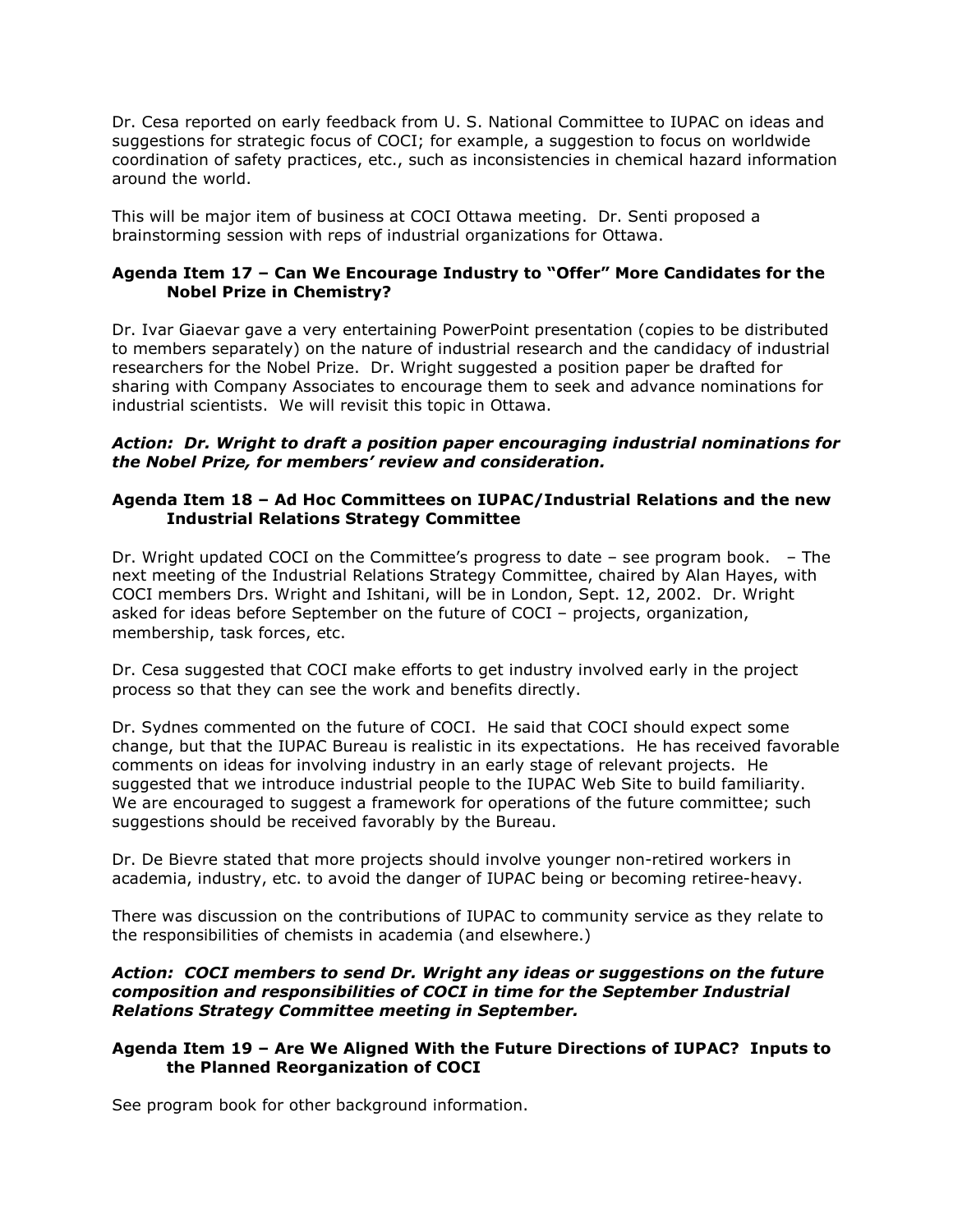Dr. Cesa reported on early feedback from U. S. National Committee to IUPAC on ideas and suggestions for strategic focus of COCI; for example, a suggestion to focus on worldwide coordination of safety practices, etc., such as inconsistencies in chemical hazard information around the world.

This will be major item of business at COCI Ottawa meeting. Dr. Senti proposed a brainstorming session with reps of industrial organizations for Ottawa.

### Agenda Item 17 – Can We Encourage Industry to "Offer" More Candidates for the Nobel Prize in Chemistry?

Dr. Ivar Giaevar gave a very entertaining PowerPoint presentation (copies to be distributed to members separately) on the nature of industrial research and the candidacy of industrial researchers for the Nobel Prize. Dr. Wright suggested a position paper be drafted for sharing with Company Associates to encourage them to seek and advance nominations for industrial scientists. We will revisit this topic in Ottawa.

***Action: Dr. Wright to draft a position paper encouraging industrial nominations for the Nobel Prize, for members' review and consideration.***

### Agenda Item 18 – Ad Hoc Committees on IUPAC/Industrial Relations and the new Industrial Relations Strategy Committee

Dr. Wright updated COCI on the Committee's progress to date – see program book. – The next meeting of the Industrial Relations Strategy Committee, chaired by Alan Hayes, with COCI members Drs. Wright and Ishitani, will be in London, Sept. 12, 2002. Dr. Wright asked for ideas before September on the future of COCI – projects, organization, membership, task forces, etc.

Dr. Cesa suggested that COCI make efforts to get industry involved early in the project process so that they can see the work and benefits directly.

Dr. Sydnes commented on the future of COCI. He said that COCI should expect some change, but that the IUPAC Bureau is realistic in its expectations. He has received favorable comments on ideas for involving industry in an early stage of relevant projects. He suggested that we introduce industrial people to the IUPAC Web Site to build familiarity. We are encouraged to suggest a framework for operations of the future committee; such suggestions should be received favorably by the Bureau.

Dr. De Bievre stated that more projects should involve younger non-retired workers in academia, industry, etc. to avoid the danger of IUPAC being or becoming retiree-heavy.

There was discussion on the contributions of IUPAC to community service as they relate to the responsibilities of chemists in academia (and elsewhere.)

***Action: COCI members to send Dr. Wright any ideas or suggestions on the future composition and responsibilities of COCI in time for the September Industrial Relations Strategy Committee meeting in September.***

### Agenda Item 19 – Are We Aligned With the Future Directions of IUPAC? Inputs to the Planned Reorganization of COCI

See program book for other background information.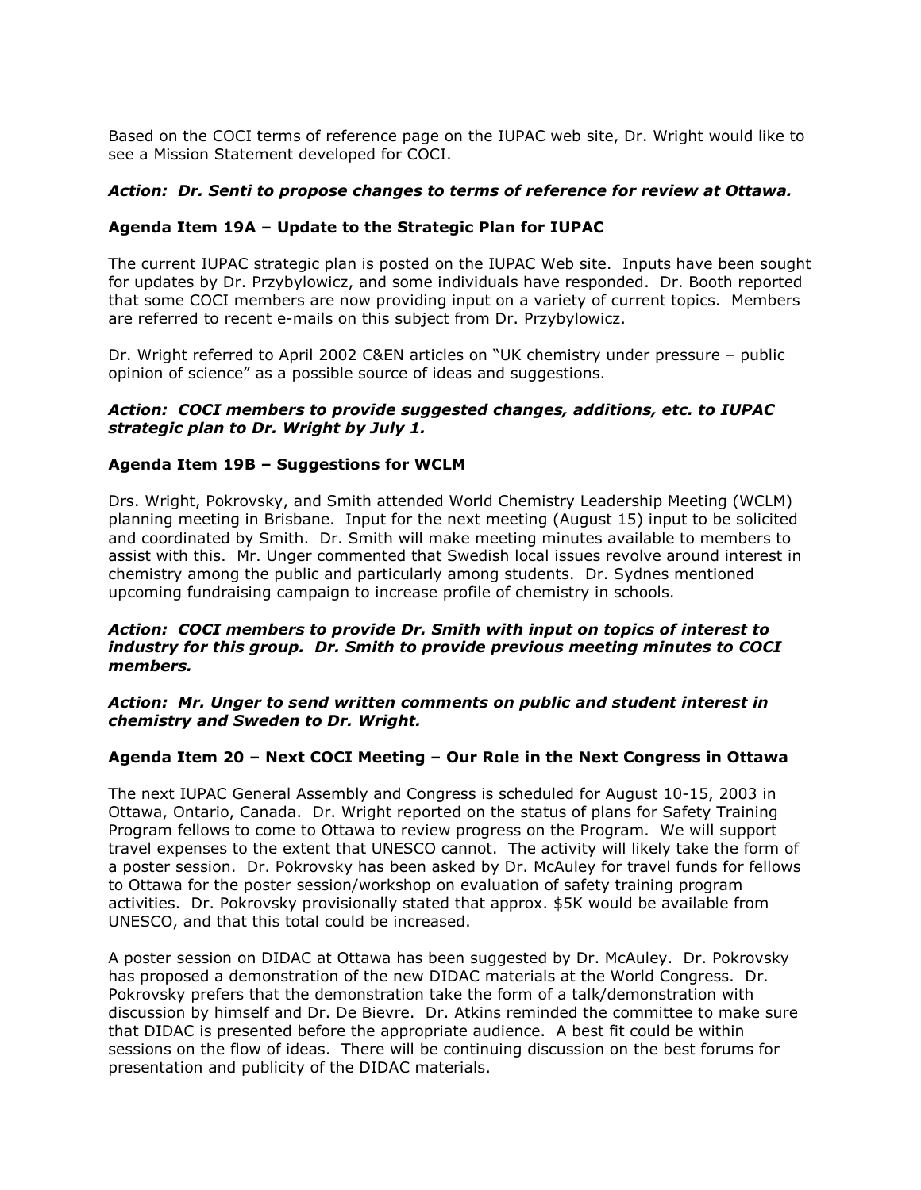Based on the COCI terms of reference page on the IUPAC web site, Dr. Wright would like to see a Mission Statement developed for COCI.

***Action: Dr. Senti to propose changes to terms of reference for review at Ottawa.***

**Agenda Item 19A – Update to the Strategic Plan for IUPAC**

The current IUPAC strategic plan is posted on the IUPAC Web site. Inputs have been sought for updates by Dr. Przybylowicz, and some individuals have responded. Dr. Booth reported that some COCI members are now providing input on a variety of current topics. Members are referred to recent e-mails on this subject from Dr. Przybylowicz.

Dr. Wright referred to April 2002 C&EN articles on "UK chemistry under pressure – public opinion of science" as a possible source of ideas and suggestions.

***Action: COCI members to provide suggested changes, additions, etc. to IUPAC strategic plan to Dr. Wright by July 1.***

**Agenda Item 19B – Suggestions for WCLM**

Drs. Wright, Pokrovsky, and Smith attended World Chemistry Leadership Meeting (WCLM) planning meeting in Brisbane. Input for the next meeting (August 15) input to be solicited and coordinated by Smith. Dr. Smith will make meeting minutes available to members to assist with this. Mr. Unger commented that Swedish local issues revolve around interest in chemistry among the public and particularly among students. Dr. Sydnes mentioned upcoming fundraising campaign to increase profile of chemistry in schools.

***Action: COCI members to provide Dr. Smith with input on topics of interest to industry for this group. Dr. Smith to provide previous meeting minutes to COCI members.***

***Action: Mr. Unger to send written comments on public and student interest in chemistry and Sweden to Dr. Wright.***

**Agenda Item 20 – Next COCI Meeting – Our Role in the Next Congress in Ottawa**

The next IUPAC General Assembly and Congress is scheduled for August 10-15, 2003 in Ottawa, Ontario, Canada. Dr. Wright reported on the status of plans for Safety Training Program fellows to come to Ottawa to review progress on the Program. We will support travel expenses to the extent that UNESCO cannot. The activity will likely take the form of a poster session. Dr. Pokrovsky has been asked by Dr. McAuley for travel funds for fellows to Ottawa for the poster session/workshop on evaluation of safety training program activities. Dr. Pokrovsky provisionally stated that approx. $5K would be available from UNESCO, and that this total could be increased.

A poster session on DIDAC at Ottawa has been suggested by Dr. McAuley. Dr. Pokrovsky has proposed a demonstration of the new DIDAC materials at the World Congress. Dr. Pokrovsky prefers that the demonstration take the form of a talk/demonstration with discussion by himself and Dr. De Bievre. Dr. Atkins reminded the committee to make sure that DIDAC is presented before the appropriate audience. A best fit could be within sessions on the flow of ideas. There will be continuing discussion on the best forums for presentation and publicity of the DIDAC materials.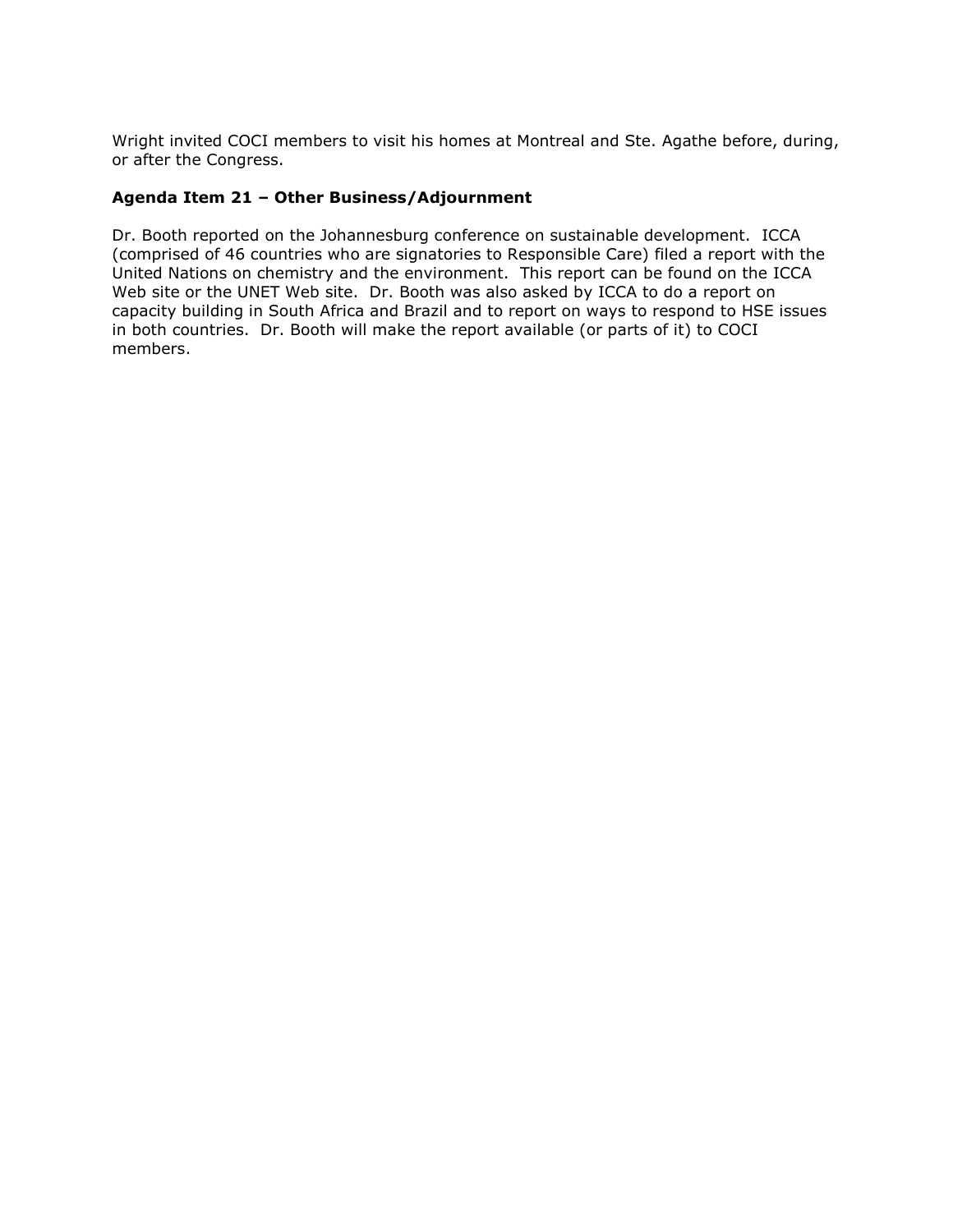Wright invited COCI members to visit his homes at Montreal and Ste. Agathe before, during, or after the Congress.

**Agenda Item 21 – Other Business/Adjournment**

Dr. Booth reported on the Johannesburg conference on sustainable development. ICCA (comprised of 46 countries who are signatories to Responsible Care) filed a report with the United Nations on chemistry and the environment. This report can be found on the ICCA Web site or the UNET Web site. Dr. Booth was also asked by ICCA to do a report on capacity building in South Africa and Brazil and to report on ways to respond to HSE issues in both countries. Dr. Booth will make the report available (or parts of it) to COCI members.